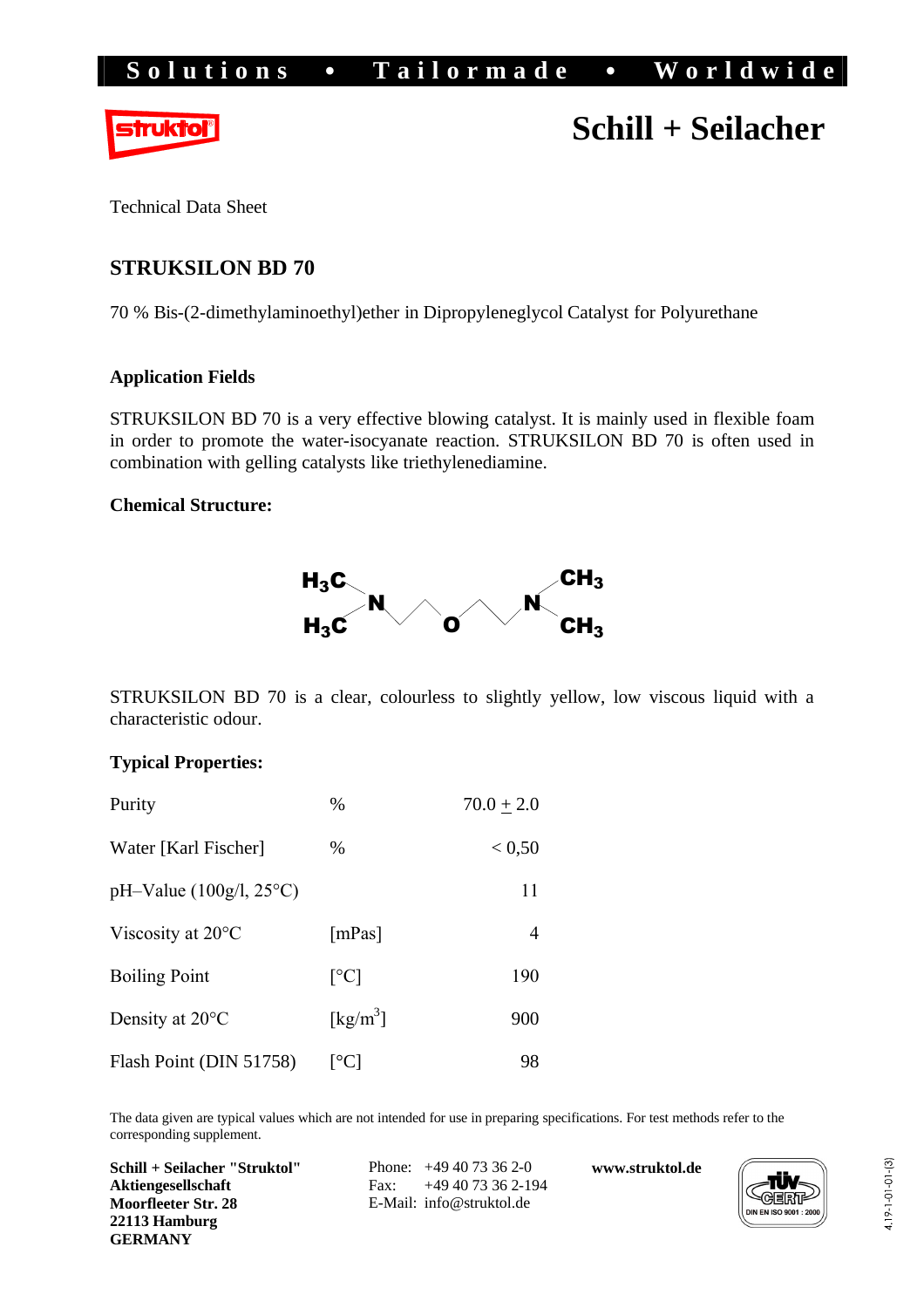Solutions • Tailormade • Worldwide

struktol

# Schill + Seilacher

Technical Data Sheet

## STRUKSILON BD 70

70 % Bis-(2-dimethylaminoethyl)ether in Dipropyleneglycol Catalyst for Polyurethane

### Application Fields

STRUKSILON BD 70 is a very effective blowing catalyst. It is mainly used in flexible foam in order to promote the water-isocyanate reaction. STRUKSILON BD 70 is often used in combination with gelling catalysts like triethylenediamine.

### Chemical Structure:

$H_3C$, $H_3C$ – N – O – N – $CH_3$, $CH_3$

STRUKSILON BD 70 is a clear, colourless to slightly yellow, low viscous liquid with a characteristic odour.

### Typical Properties:

| Property | Unit | Value |
|---|---|---|
| Purity | % | 70.0 ± 2.0 |
| Water [Karl Fischer] | % | < 0,50 |
| pH–Value (100g/l, 25°C) | | 11 |
| Viscosity at 20°C | [mPas] | 4 |
| Boiling Point | [°C] | 190 |
| Density at 20°C | [kg/m³] | 900 |
| Flash Point (DIN 51758) | [°C] | 98 |

The data given are typical values which are not intended for use in preparing specifications. For test methods refer to the corresponding supplement.

**Schill + Seilacher "Struktol" Aktiengesellschaft**
**Moorfleeter Str. 28**
**22113 Hamburg**
**GERMANY**

Phone: +49 40 73 36 2-0
Fax: +49 40 73 36 2-194
E-Mail: info@struktol.de

**www.struktol.de**

TÜV CERT DIN EN ISO 9001 : 2000

4.19-1-01-01-(3)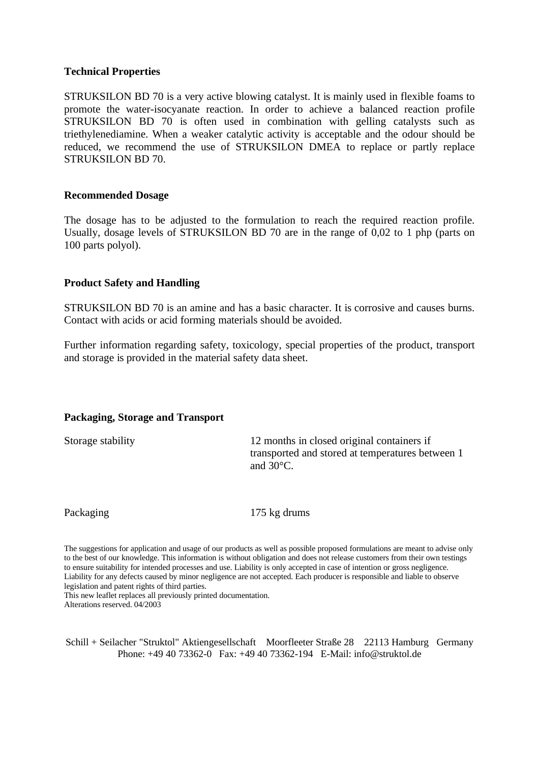## Technical Properties

STRUKSILON BD 70 is a very active blowing catalyst. It is mainly used in flexible foams to promote the water-isocyanate reaction. In order to achieve a balanced reaction profile STRUKSILON BD 70 is often used in combination with gelling catalysts such as triethylenediamine. When a weaker catalytic activity is acceptable and the odour should be reduced, we recommend the use of STRUKSILON DMEA to replace or partly replace STRUKSILON BD 70.

## Recommended Dosage

The dosage has to be adjusted to the formulation to reach the required reaction profile. Usually, dosage levels of STRUKSILON BD 70 are in the range of 0,02 to 1 php (parts on 100 parts polyol).

## Product Safety and Handling

STRUKSILON BD 70 is an amine and has a basic character. It is corrosive and causes burns. Contact with acids or acid forming materials should be avoided.

Further information regarding safety, toxicology, special properties of the product, transport and storage is provided in the material safety data sheet.

## Packaging, Storage and Transport

| | |
|---|---|
| Storage stability | 12 months in closed original containers if transported and stored at temperatures between 1 and 30°C. |
| Packaging | 175 kg drums |

The suggestions for application and usage of our products as well as possible proposed formulations are meant to advise only to the best of our knowledge. This information is without obligation and does not release customers from their own testings to ensure suitability for intended processes and use. Liability is only accepted in case of intention or gross negligence. Liability for any defects caused by minor negligence are not accepted. Each producer is responsible and liable to observe legislation and patent rights of third parties.
This new leaflet replaces all previously printed documentation.
Alterations reserved. 04/2003

Schill + Seilacher "Struktol" Aktiengesellschaft Moorfleeter Straße 28 22113 Hamburg Germany
Phone: +49 40 73362-0 Fax: +49 40 73362-194 E-Mail: info@struktol.de